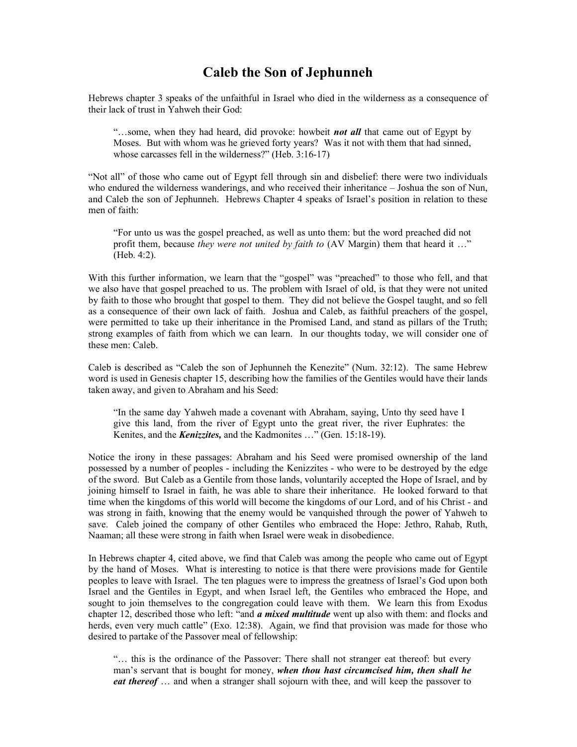# Caleb the Son of Jephunneh

Hebrews chapter 3 speaks of the unfaithful in Israel who died in the wilderness as a consequence of their lack of trust in Yahweh their God:

> "…some, when they had heard, did provoke: howbeit ***not all*** that came out of Egypt by Moses. But with whom was he grieved forty years? Was it not with them that had sinned, whose carcasses fell in the wilderness?" (Heb. 3:16-17)

"Not all" of those who came out of Egypt fell through sin and disbelief: there were two individuals who endured the wilderness wanderings, and who received their inheritance – Joshua the son of Nun, and Caleb the son of Jephunneh. Hebrews Chapter 4 speaks of Israel's position in relation to these men of faith:

> "For unto us was the gospel preached, as well as unto them: but the word preached did not profit them, because *they were not united by faith to* (AV Margin) them that heard it …" (Heb. 4:2).

With this further information, we learn that the "gospel" was "preached" to those who fell, and that we also have that gospel preached to us. The problem with Israel of old, is that they were not united by faith to those who brought that gospel to them. They did not believe the Gospel taught, and so fell as a consequence of their own lack of faith. Joshua and Caleb, as faithful preachers of the gospel, were permitted to take up their inheritance in the Promised Land, and stand as pillars of the Truth; strong examples of faith from which we can learn. In our thoughts today, we will consider one of these men: Caleb.

Caleb is described as "Caleb the son of Jephunneh the Kenezite" (Num. 32:12). The same Hebrew word is used in Genesis chapter 15, describing how the families of the Gentiles would have their lands taken away, and given to Abraham and his Seed:

> "In the same day Yahweh made a covenant with Abraham, saying, Unto thy seed have I give this land, from the river of Egypt unto the great river, the river Euphrates: the Kenites, and the ***Kenizzites,*** and the Kadmonites …" (Gen. 15:18-19).

Notice the irony in these passages: Abraham and his Seed were promised ownership of the land possessed by a number of peoples - including the Kenizzites - who were to be destroyed by the edge of the sword. But Caleb as a Gentile from those lands, voluntarily accepted the Hope of Israel, and by joining himself to Israel in faith, he was able to share their inheritance. He looked forward to that time when the kingdoms of this world will become the kingdoms of our Lord, and of his Christ - and was strong in faith, knowing that the enemy would be vanquished through the power of Yahweh to save. Caleb joined the company of other Gentiles who embraced the Hope: Jethro, Rahab, Ruth, Naaman; all these were strong in faith when Israel were weak in disobedience.

In Hebrews chapter 4, cited above, we find that Caleb was among the people who came out of Egypt by the hand of Moses. What is interesting to notice is that there were provisions made for Gentile peoples to leave with Israel. The ten plagues were to impress the greatness of Israel's God upon both Israel and the Gentiles in Egypt, and when Israel left, the Gentiles who embraced the Hope, and sought to join themselves to the congregation could leave with them. We learn this from Exodus chapter 12, described those who left: "and ***a mixed multitude*** went up also with them: and flocks and herds, even very much cattle" (Exo. 12:38). Again, we find that provision was made for those who desired to partake of the Passover meal of fellowship:

> "… this is the ordinance of the Passover: There shall not stranger eat thereof: but every man's servant that is bought for money, ***when thou hast circumcised him, then shall he eat thereof*** … and when a stranger shall sojourn with thee, and will keep the passover to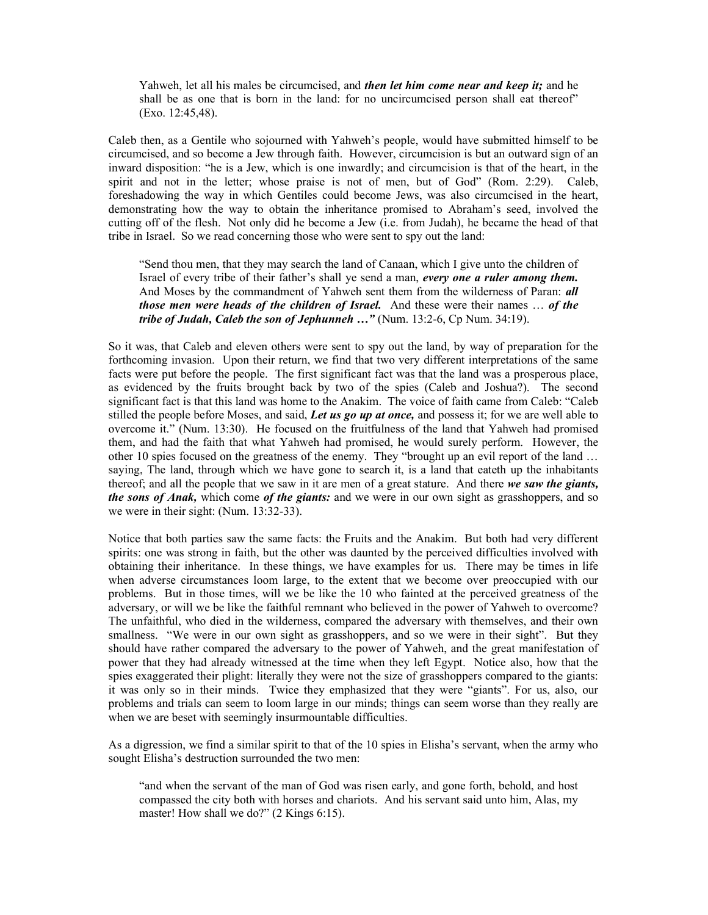> Yahweh, let all his males be circumcised, and ***then let him come near and keep it;*** and he shall be as one that is born in the land: for no uncircumcised person shall eat thereof" (Exo. 12:45,48).

Caleb then, as a Gentile who sojourned with Yahweh's people, would have submitted himself to be circumcised, and so become a Jew through faith. However, circumcision is but an outward sign of an inward disposition: "he is a Jew, which is one inwardly; and circumcision is that of the heart, in the spirit and not in the letter; whose praise is not of men, but of God" (Rom. 2:29). Caleb, foreshadowing the way in which Gentiles could become Jews, was also circumcised in the heart, demonstrating how the way to obtain the inheritance promised to Abraham's seed, involved the cutting off of the flesh. Not only did he become a Jew (i.e. from Judah), he became the head of that tribe in Israel. So we read concerning those who were sent to spy out the land:

> "Send thou men, that they may search the land of Canaan, which I give unto the children of Israel of every tribe of their father's shall ye send a man, ***every one a ruler among them.*** And Moses by the commandment of Yahweh sent them from the wilderness of Paran: ***all those men were heads of the children of Israel.*** And these were their names … ***of the tribe of Judah, Caleb the son of Jephunneh …"*** (Num. 13:2-6, Cp Num. 34:19).

So it was, that Caleb and eleven others were sent to spy out the land, by way of preparation for the forthcoming invasion. Upon their return, we find that two very different interpretations of the same facts were put before the people. The first significant fact was that the land was a prosperous place, as evidenced by the fruits brought back by two of the spies (Caleb and Joshua?). The second significant fact is that this land was home to the Anakim. The voice of faith came from Caleb: "Caleb stilled the people before Moses, and said, ***Let us go up at once,*** and possess it; for we are well able to overcome it." (Num. 13:30). He focused on the fruitfulness of the land that Yahweh had promised them, and had the faith that what Yahweh had promised, he would surely perform. However, the other 10 spies focused on the greatness of the enemy. They "brought up an evil report of the land … saying, The land, through which we have gone to search it, is a land that eateth up the inhabitants thereof; and all the people that we saw in it are men of a great stature. And there ***we saw the giants, the sons of Anak,*** which come ***of the giants:*** and we were in our own sight as grasshoppers, and so we were in their sight: (Num. 13:32-33).

Notice that both parties saw the same facts: the Fruits and the Anakim. But both had very different spirits: one was strong in faith, but the other was daunted by the perceived difficulties involved with obtaining their inheritance. In these things, we have examples for us. There may be times in life when adverse circumstances loom large, to the extent that we become over preoccupied with our problems. But in those times, will we be like the 10 who fainted at the perceived greatness of the adversary, or will we be like the faithful remnant who believed in the power of Yahweh to overcome? The unfaithful, who died in the wilderness, compared the adversary with themselves, and their own smallness. "We were in our own sight as grasshoppers, and so we were in their sight". But they should have rather compared the adversary to the power of Yahweh, and the great manifestation of power that they had already witnessed at the time when they left Egypt. Notice also, how that the spies exaggerated their plight: literally they were not the size of grasshoppers compared to the giants: it was only so in their minds. Twice they emphasized that they were "giants". For us, also, our problems and trials can seem to loom large in our minds; things can seem worse than they really are when we are beset with seemingly insurmountable difficulties.

As a digression, we find a similar spirit to that of the 10 spies in Elisha's servant, when the army who sought Elisha's destruction surrounded the two men:

> "and when the servant of the man of God was risen early, and gone forth, behold, and host compassed the city both with horses and chariots. And his servant said unto him, Alas, my master! How shall we do?" (2 Kings 6:15).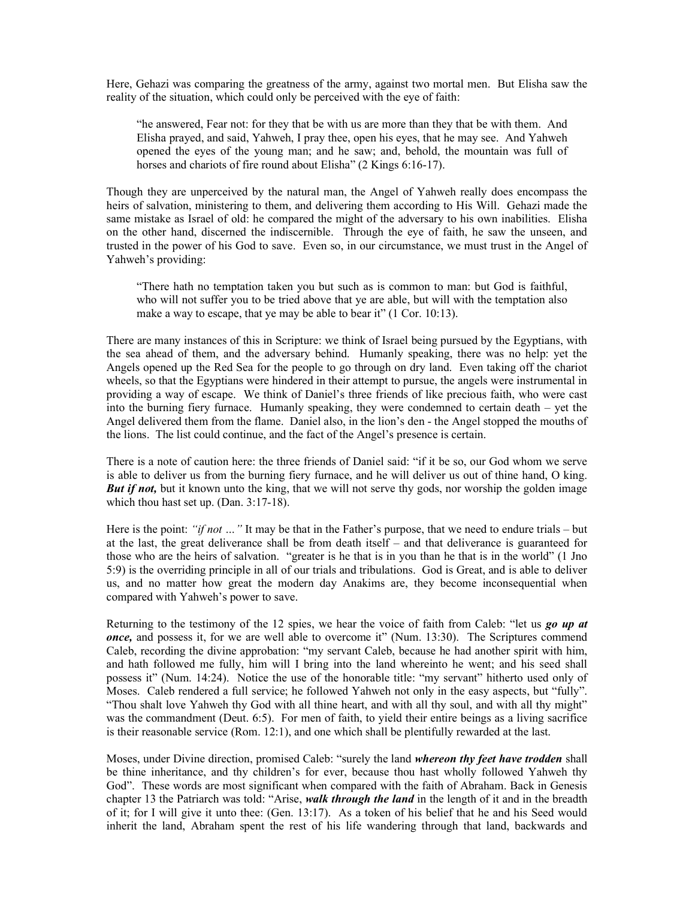Here, Gehazi was comparing the greatness of the army, against two mortal men. But Elisha saw the reality of the situation, which could only be perceived with the eye of faith:

> "he answered, Fear not: for they that be with us are more than they that be with them. And Elisha prayed, and said, Yahweh, I pray thee, open his eyes, that he may see. And Yahweh opened the eyes of the young man; and he saw; and, behold, the mountain was full of horses and chariots of fire round about Elisha" (2 Kings 6:16-17).

Though they are unperceived by the natural man, the Angel of Yahweh really does encompass the heirs of salvation, ministering to them, and delivering them according to His Will. Gehazi made the same mistake as Israel of old: he compared the might of the adversary to his own inabilities. Elisha on the other hand, discerned the indiscernible. Through the eye of faith, he saw the unseen, and trusted in the power of his God to save. Even so, in our circumstance, we must trust in the Angel of Yahweh's providing:

> "There hath no temptation taken you but such as is common to man: but God is faithful, who will not suffer you to be tried above that ye are able, but will with the temptation also make a way to escape, that ye may be able to bear it" (1 Cor. 10:13).

There are many instances of this in Scripture: we think of Israel being pursued by the Egyptians, with the sea ahead of them, and the adversary behind. Humanly speaking, there was no help: yet the Angels opened up the Red Sea for the people to go through on dry land. Even taking off the chariot wheels, so that the Egyptians were hindered in their attempt to pursue, the angels were instrumental in providing a way of escape. We think of Daniel's three friends of like precious faith, who were cast into the burning fiery furnace. Humanly speaking, they were condemned to certain death – yet the Angel delivered them from the flame. Daniel also, in the lion's den - the Angel stopped the mouths of the lions. The list could continue, and the fact of the Angel's presence is certain.

There is a note of caution here: the three friends of Daniel said: "if it be so, our God whom we serve is able to deliver us from the burning fiery furnace, and he will deliver us out of thine hand, O king. ***But if not,*** but it known unto the king, that we will not serve thy gods, nor worship the golden image which thou hast set up. (Dan. 3:17-18).

Here is the point: *"if not …"* It may be that in the Father's purpose, that we need to endure trials – but at the last, the great deliverance shall be from death itself – and that deliverance is guaranteed for those who are the heirs of salvation. "greater is he that is in you than he that is in the world" (1 Jno 5:9) is the overriding principle in all of our trials and tribulations. God is Great, and is able to deliver us, and no matter how great the modern day Anakims are, they become inconsequential when compared with Yahweh's power to save.

Returning to the testimony of the 12 spies, we hear the voice of faith from Caleb: "let us ***go up at once,*** and possess it, for we are well able to overcome it" (Num. 13:30). The Scriptures commend Caleb, recording the divine approbation: "my servant Caleb, because he had another spirit with him, and hath followed me fully, him will I bring into the land whereinto he went; and his seed shall possess it" (Num. 14:24). Notice the use of the honorable title: "my servant" hitherto used only of Moses. Caleb rendered a full service; he followed Yahweh not only in the easy aspects, but "fully". "Thou shalt love Yahweh thy God with all thine heart, and with all thy soul, and with all thy might" was the commandment (Deut. 6:5). For men of faith, to yield their entire beings as a living sacrifice is their reasonable service (Rom. 12:1), and one which shall be plentifully rewarded at the last.

Moses, under Divine direction, promised Caleb: "surely the land ***whereon thy feet have trodden*** shall be thine inheritance, and thy children's for ever, because thou hast wholly followed Yahweh thy God". These words are most significant when compared with the faith of Abraham. Back in Genesis chapter 13 the Patriarch was told: "Arise, ***walk through the land*** in the length of it and in the breadth of it; for I will give it unto thee: (Gen. 13:17). As a token of his belief that he and his Seed would inherit the land, Abraham spent the rest of his life wandering through that land, backwards and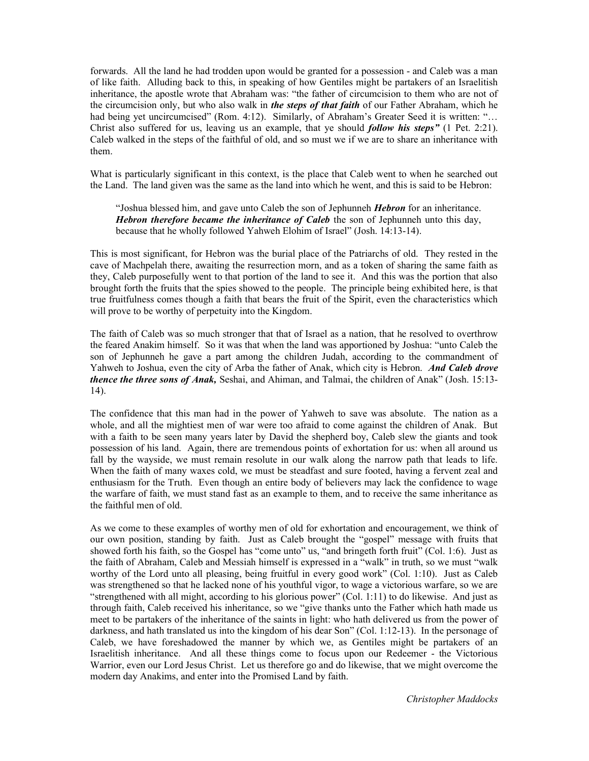forwards. All the land he had trodden upon would be granted for a possession - and Caleb was a man of like faith. Alluding back to this, in speaking of how Gentiles might be partakers of an Israelitish inheritance, the apostle wrote that Abraham was: "the father of circumcision to them who are not of the circumcision only, but who also walk in ***the steps of that faith*** of our Father Abraham, which he had being yet uncircumcised" (Rom. 4:12). Similarly, of Abraham's Greater Seed it is written: "… Christ also suffered for us, leaving us an example, that ye should ***follow his steps"*** (1 Pet. 2:21). Caleb walked in the steps of the faithful of old, and so must we if we are to share an inheritance with them.

What is particularly significant in this context, is the place that Caleb went to when he searched out the Land. The land given was the same as the land into which he went, and this is said to be Hebron:

> "Joshua blessed him, and gave unto Caleb the son of Jephunneh ***Hebron*** for an inheritance. ***Hebron therefore became the inheritance of Caleb*** the son of Jephunneh unto this day, because that he wholly followed Yahweh Elohim of Israel" (Josh. 14:13-14).

This is most significant, for Hebron was the burial place of the Patriarchs of old. They rested in the cave of Machpelah there, awaiting the resurrection morn, and as a token of sharing the same faith as they, Caleb purposefully went to that portion of the land to see it. And this was the portion that also brought forth the fruits that the spies showed to the people. The principle being exhibited here, is that true fruitfulness comes though a faith that bears the fruit of the Spirit, even the characteristics which will prove to be worthy of perpetuity into the Kingdom.

The faith of Caleb was so much stronger that that of Israel as a nation, that he resolved to overthrow the feared Anakim himself. So it was that when the land was apportioned by Joshua: "unto Caleb the son of Jephunneh he gave a part among the children Judah, according to the commandment of Yahweh to Joshua, even the city of Arba the father of Anak, which city is Hebron. ***And Caleb drove thence the three sons of Anak,*** Seshai, and Ahiman, and Talmai, the children of Anak" (Josh. 15:13-14).

The confidence that this man had in the power of Yahweh to save was absolute. The nation as a whole, and all the mightiest men of war were too afraid to come against the children of Anak. But with a faith to be seen many years later by David the shepherd boy, Caleb slew the giants and took possession of his land. Again, there are tremendous points of exhortation for us: when all around us fall by the wayside, we must remain resolute in our walk along the narrow path that leads to life. When the faith of many waxes cold, we must be steadfast and sure footed, having a fervent zeal and enthusiasm for the Truth. Even though an entire body of believers may lack the confidence to wage the warfare of faith, we must stand fast as an example to them, and to receive the same inheritance as the faithful men of old.

As we come to these examples of worthy men of old for exhortation and encouragement, we think of our own position, standing by faith. Just as Caleb brought the "gospel" message with fruits that showed forth his faith, so the Gospel has "come unto" us, "and bringeth forth fruit" (Col. 1:6). Just as the faith of Abraham, Caleb and Messiah himself is expressed in a "walk" in truth, so we must "walk worthy of the Lord unto all pleasing, being fruitful in every good work" (Col. 1:10). Just as Caleb was strengthened so that he lacked none of his youthful vigor, to wage a victorious warfare, so we are "strengthened with all might, according to his glorious power" (Col. 1:11) to do likewise. And just as through faith, Caleb received his inheritance, so we "give thanks unto the Father which hath made us meet to be partakers of the inheritance of the saints in light: who hath delivered us from the power of darkness, and hath translated us into the kingdom of his dear Son" (Col. 1:12-13). In the personage of Caleb, we have foreshadowed the manner by which we, as Gentiles might be partakers of an Israelitish inheritance. And all these things come to focus upon our Redeemer - the Victorious Warrior, even our Lord Jesus Christ. Let us therefore go and do likewise, that we might overcome the modern day Anakims, and enter into the Promised Land by faith.

*Christopher Maddocks*